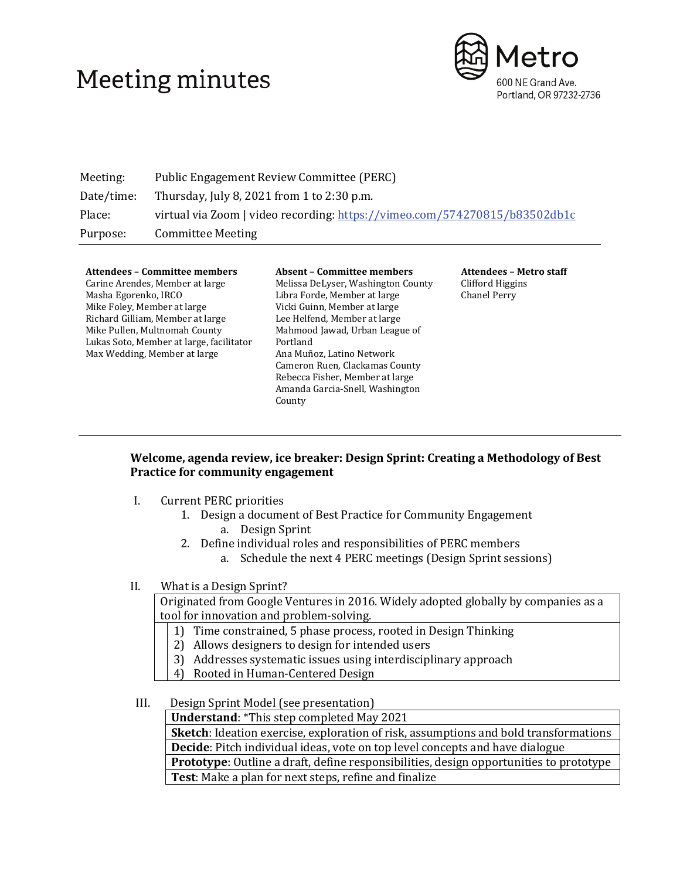# Meeting minutes

Metro
600 NE Grand Ave.
Portland, OR 97232-2736

| | |
|---|---|
| Meeting: | Public Engagement Review Committee (PERC) |
| Date/time: | Thursday, July 8, 2021 from 1 to 2:30 p.m. |
| Place: | virtual via Zoom \| video recording: https://vimeo.com/574270815/b83502db1c |
| Purpose: | Committee Meeting |

**Attendees – Committee members**
Carine Arendes, Member at large
Masha Egorenko, IRCO
Mike Foley, Member at large
Richard Gilliam, Member at large
Mike Pullen, Multnomah County
Lukas Soto, Member at large, facilitator
Max Wedding, Member at large

**Absent – Committee members**
Melissa DeLyser, Washington County
Libra Forde, Member at large
Vicki Guinn, Member at large
Lee Helfend, Member at large
Mahmood Jawad, Urban League of Portland
Ana Muñoz, Latino Network
Cameron Ruen, Clackamas County
Rebecca Fisher, Member at large
Amanda Garcia-Snell, Washington County

**Attendees – Metro staff**
Clifford Higgins
Chanel Perry

**Welcome, agenda review, ice breaker: Design Sprint: Creating a Methodology of Best Practice for community engagement**

I. Current PERC priorities
   1. Design a document of Best Practice for Community Engagement
      a. Design Sprint
   2. Define individual roles and responsibilities of PERC members
      a. Schedule the next 4 PERC meetings (Design Sprint sessions)

II. What is a Design Sprint?

Originated from Google Ventures in 2016. Widely adopted globally by companies as a tool for innovation and problem-solving.

1) Time constrained, 5 phase process, rooted in Design Thinking
2) Allows designers to design for intended users
3) Addresses systematic issues using interdisciplinary approach
4) Rooted in Human-Centered Design

III. Design Sprint Model (see presentation)

| |
|---|
| **Understand**: *This step completed May 2021 |
| **Sketch**: Ideation exercise, exploration of risk, assumptions and bold transformations |
| **Decide**: Pitch individual ideas, vote on top level concepts and have dialogue |
| **Prototype**: Outline a draft, define responsibilities, design opportunities to prototype |
| **Test**: Make a plan for next steps, refine and finalize |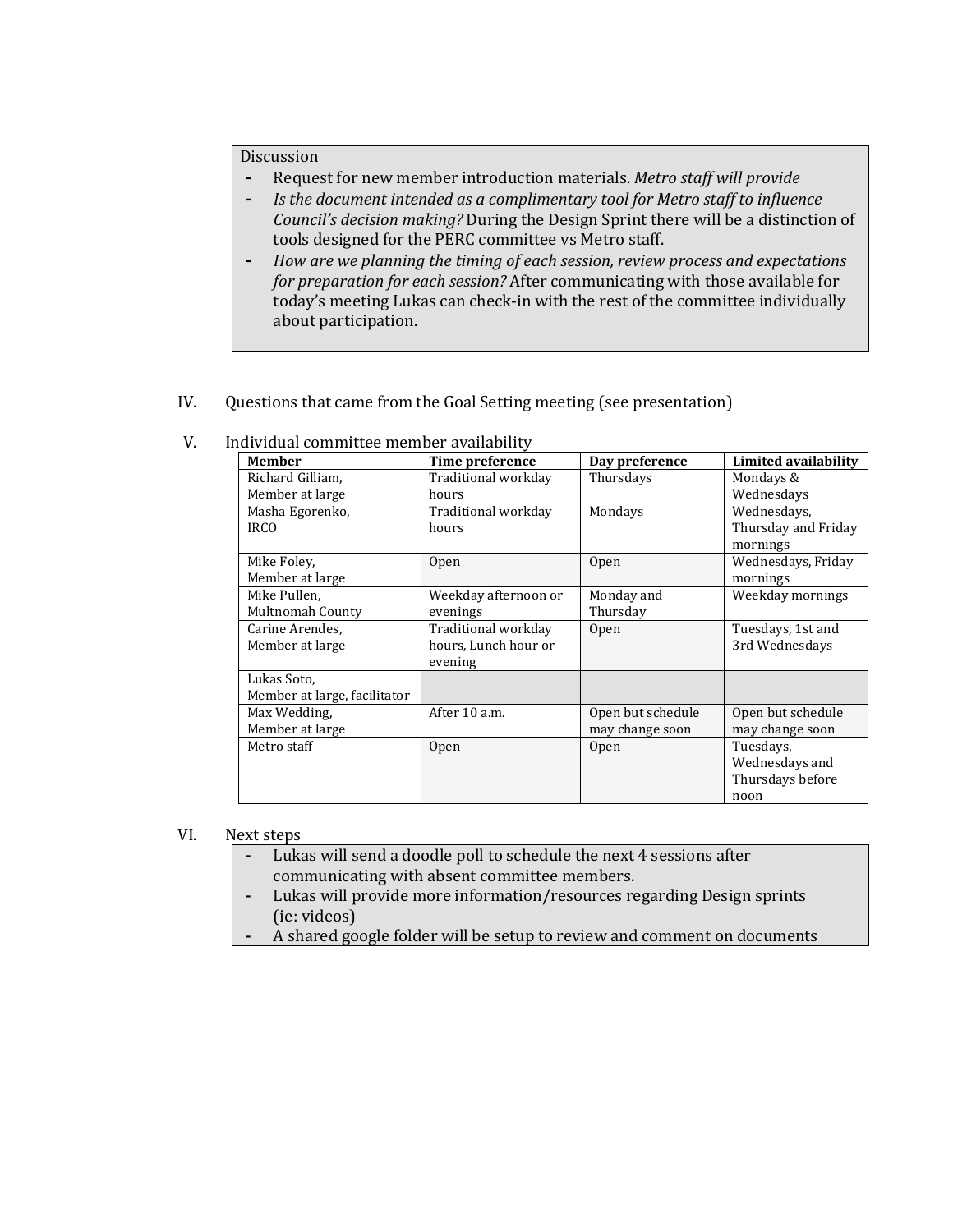Discussion

- Request for new member introduction materials. *Metro staff will provide*
- *Is the document intended as a complimentary tool for Metro staff to influence Council's decision making?* During the Design Sprint there will be a distinction of tools designed for the PERC committee vs Metro staff.
- *How are we planning the timing of each session, review process and expectations for preparation for each session?* After communicating with those available for today's meeting Lukas can check-in with the rest of the committee individually about participation.

IV. Questions that came from the Goal Setting meeting (see presentation)

V. Individual committee member availability

| Member | Time preference | Day preference | Limited availability |
|---|---|---|---|
| Richard Gilliam, Member at large | Traditional workday hours | Thursdays | Mondays & Wednesdays |
| Masha Egorenko, IRCO | Traditional workday hours | Mondays | Wednesdays, Thursday and Friday mornings |
| Mike Foley, Member at large | Open | Open | Wednesdays, Friday mornings |
| Mike Pullen, Multnomah County | Weekday afternoon or evenings | Monday and Thursday | Weekday mornings |
| Carine Arendes, Member at large | Traditional workday hours, Lunch hour or evening | Open | Tuesdays, 1st and 3rd Wednesdays |
| Lukas Soto, Member at large, facilitator | | | |
| Max Wedding, Member at large | After 10 a.m. | Open but schedule may change soon | Open but schedule may change soon |
| Metro staff | Open | Open | Tuesdays, Wednesdays and Thursdays before noon |

VI. Next steps

- Lukas will send a doodle poll to schedule the next 4 sessions after communicating with absent committee members.
- Lukas will provide more information/resources regarding Design sprints (ie: videos)
- A shared google folder will be setup to review and comment on documents